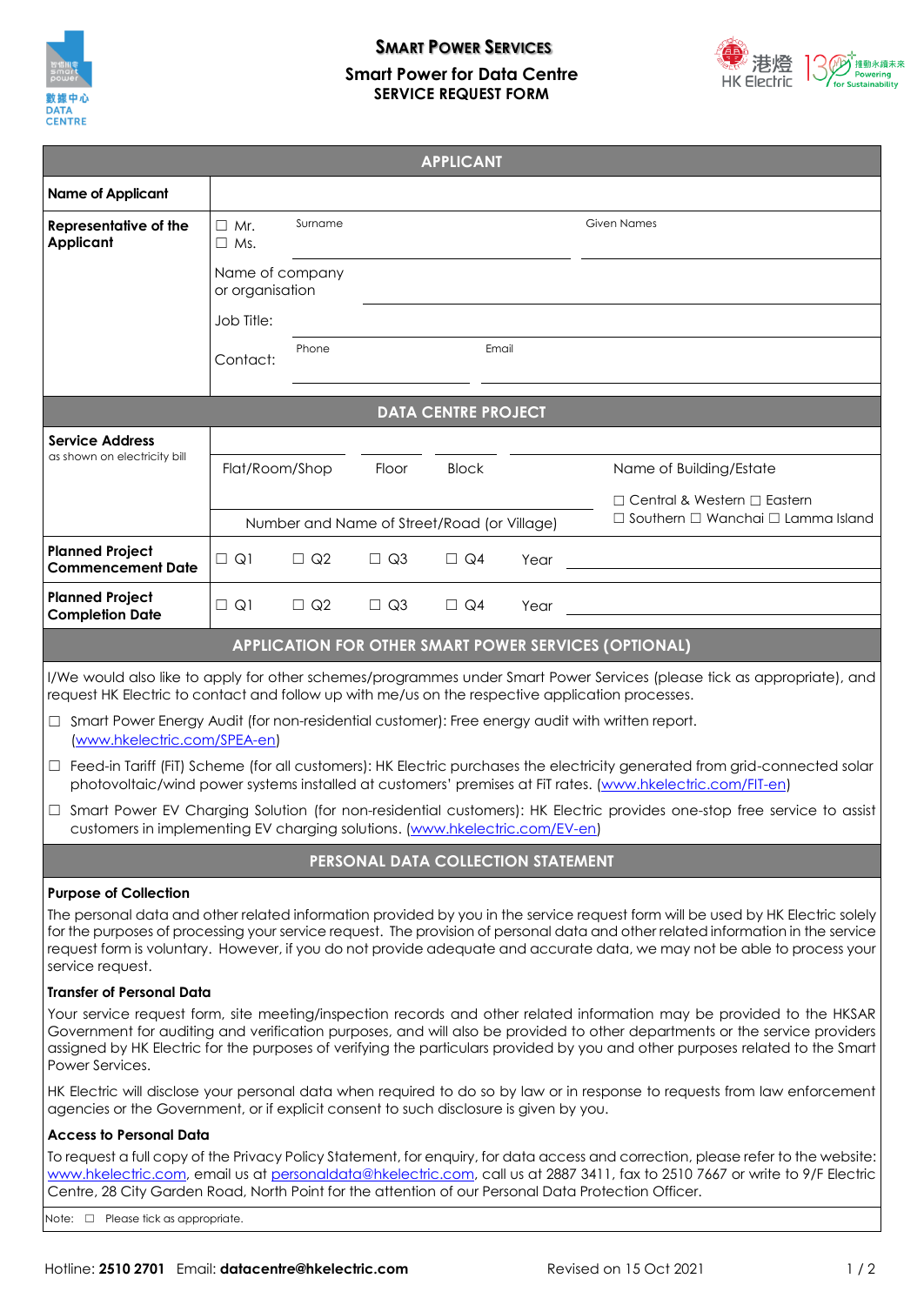# SMART POWER SERVICES

## Smart Power for Data Centre
## SERVICE REQUEST FORM

| APPLICANT | | | | | | |
|---|---|---|---|---|---|---|
| **Name of Applicant** | | | | | | |
| **Representative of the Applicant** | ☐ Mr. ☐ Ms. | Surname | | | Given Names | |
| | Name of company or organisation | | | | | |
| | Job Title: | | | | | |
| | Contact: | Phone | | | Email | |

| DATA CENTRE PROJECT | | | | | | |
|---|---|---|---|---|---|---|
| **Service Address** as shown on electricity bill | Flat/Room/Shop | Floor | Block | | Name of Building/Estate | |
| | Number and Name of Street/Road (or Village) | | | | ☐ Central & Western ☐ Eastern ☐ Southern ☐ Wanchai ☐ Lamma Island | |
| **Planned Project Commencement Date** | ☐ Q1 | ☐ Q2 | ☐ Q3 | ☐ Q4 | Year | |
| **Planned Project Completion Date** | ☐ Q1 | ☐ Q2 | ☐ Q3 | ☐ Q4 | Year | |

## APPLICATION FOR OTHER SMART POWER SERVICES (OPTIONAL)

I/We would also like to apply for other schemes/programmes under Smart Power Services (please tick as appropriate), and request HK Electric to contact and follow up with me/us on the respective application processes.

☐ Smart Power Energy Audit (for non-residential customer): Free energy audit with written report. (www.hkelectric.com/SPEA-en)

☐ Feed-in Tariff (FiT) Scheme (for all customers): HK Electric purchases the electricity generated from grid-connected solar photovoltaic/wind power systems installed at customers' premises at FiT rates. (www.hkelectric.com/FIT-en)

☐ Smart Power EV Charging Solution (for non-residential customers): HK Electric provides one-stop free service to assist customers in implementing EV charging solutions. (www.hkelectric.com/EV-en)

## PERSONAL DATA COLLECTION STATEMENT

**Purpose of Collection**

The personal data and other related information provided by you in the service request form will be used by HK Electric solely for the purposes of processing your service request. The provision of personal data and other related information in the service request form is voluntary. However, if you do not provide adequate and accurate data, we may not be able to process your service request.

**Transfer of Personal Data**

Your service request form, site meeting/inspection records and other related information may be provided to the HKSAR Government for auditing and verification purposes, and will also be provided to other departments or the service providers assigned by HK Electric for the purposes of verifying the particulars provided by you and other purposes related to the Smart Power Services.

HK Electric will disclose your personal data when required to do so by law or in response to requests from law enforcement agencies or the Government, or if explicit consent to such disclosure is given by you.

**Access to Personal Data**

To request a full copy of the Privacy Policy Statement, for enquiry, for data access and correction, please refer to the website: www.hkelectric.com, email us at personaldata@hkelectric.com, call us at 2887 3411, fax to 2510 7667 or write to 9/F Electric Centre, 28 City Garden Road, North Point for the attention of our Personal Data Protection Officer.

Note: ☐ Please tick as appropriate.

Hotline: **2510 2701** Email: **datacentre@hkelectric.com** Revised on 15 Oct 2021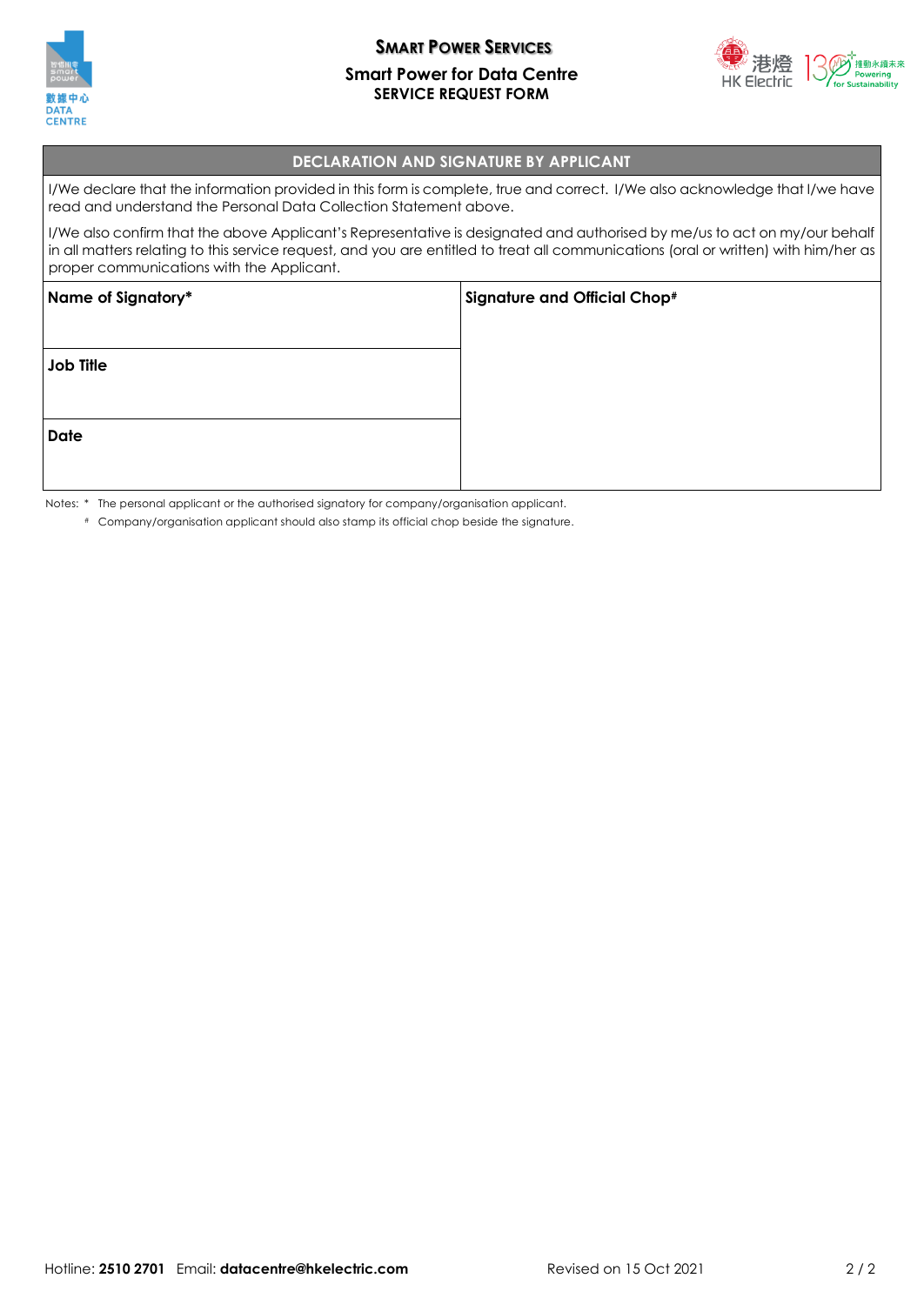## DECLARATION AND SIGNATURE BY APPLICANT

I/We declare that the information provided in this form is complete, true and correct. I/We also acknowledge that I/we have read and understand the Personal Data Collection Statement above.

I/We also confirm that the above Applicant's Representative is designated and authorised by me/us to act on my/our behalf in all matters relating to this service request, and you are entitled to treat all communications (oral or written) with him/her as proper communications with the Applicant.

| | |
|---|---|
| **Name of Signatory*** | **Signature and Official Chop#** |
| **Job Title** | |
| **Date** | |

Notes: * The personal applicant or the authorised signatory for company/organisation applicant.

\# Company/organisation applicant should also stamp its official chop beside the signature.

Hotline: **2510 2701** Email: **datacentre@hkelectric.com** Revised on 15 Oct 2021